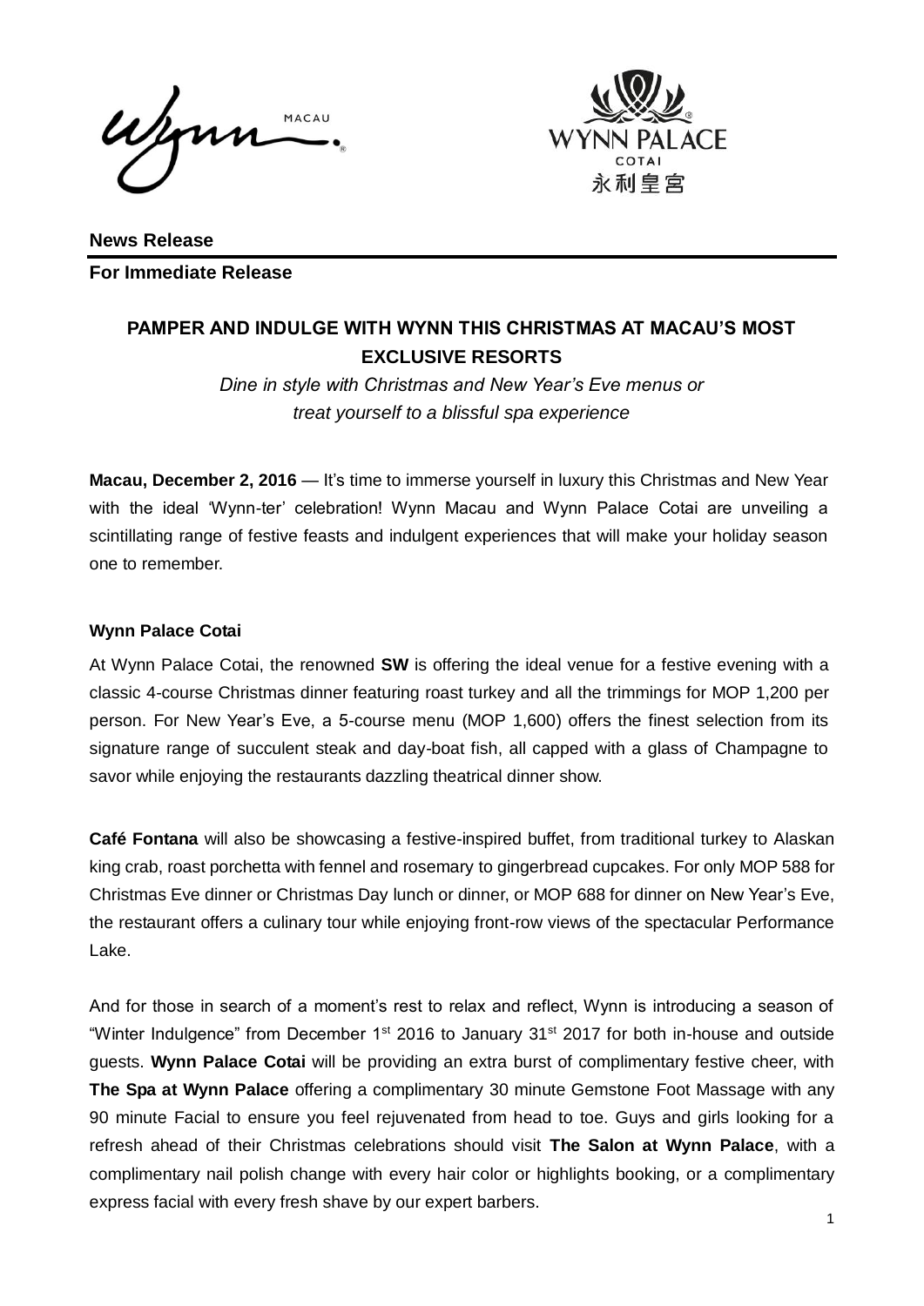**News Release**

**For Immediate Release**

# PAMPER AND INDULGE WITH WYNN THIS CHRISTMAS AT MACAU'S MOST EXCLUSIVE RESORTS

*Dine in style with Christmas and New Year's Eve menus or treat yourself to a blissful spa experience*

**Macau, December 2, 2016** — It's time to immerse yourself in luxury this Christmas and New Year with the ideal 'Wynn-ter' celebration! Wynn Macau and Wynn Palace Cotai are unveiling a scintillating range of festive feasts and indulgent experiences that will make your holiday season one to remember.

## Wynn Palace Cotai

At Wynn Palace Cotai, the renowned **SW** is offering the ideal venue for a festive evening with a classic 4-course Christmas dinner featuring roast turkey and all the trimmings for MOP 1,200 per person. For New Year's Eve, a 5-course menu (MOP 1,600) offers the finest selection from its signature range of succulent steak and day-boat fish, all capped with a glass of Champagne to savor while enjoying the restaurants dazzling theatrical dinner show.

**Café Fontana** will also be showcasing a festive-inspired buffet, from traditional turkey to Alaskan king crab, roast porchetta with fennel and rosemary to gingerbread cupcakes. For only MOP 588 for Christmas Eve dinner or Christmas Day lunch or dinner, or MOP 688 for dinner on New Year's Eve, the restaurant offers a culinary tour while enjoying front-row views of the spectacular Performance Lake.

And for those in search of a moment's rest to relax and reflect, Wynn is introducing a season of "Winter Indulgence" from December 1st 2016 to January 31st 2017 for both in-house and outside guests. **Wynn Palace Cotai** will be providing an extra burst of complimentary festive cheer, with **The Spa at Wynn Palace** offering a complimentary 30 minute Gemstone Foot Massage with any 90 minute Facial to ensure you feel rejuvenated from head to toe. Guys and girls looking for a refresh ahead of their Christmas celebrations should visit **The Salon at Wynn Palace**, with a complimentary nail polish change with every hair color or highlights booking, or a complimentary express facial with every fresh shave by our expert barbers.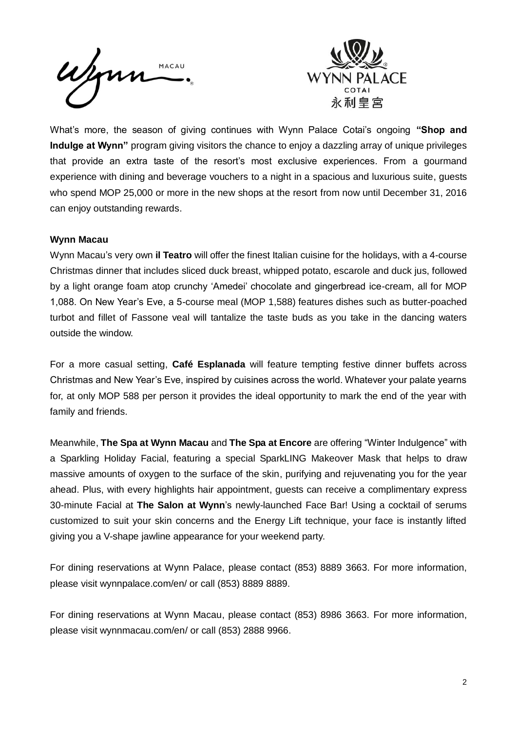What's more, the season of giving continues with Wynn Palace Cotai's ongoing **"Shop and Indulge at Wynn"** program giving visitors the chance to enjoy a dazzling array of unique privileges that provide an extra taste of the resort's most exclusive experiences. From a gourmand experience with dining and beverage vouchers to a night in a spacious and luxurious suite, guests who spend MOP 25,000 or more in the new shops at the resort from now until December 31, 2016 can enjoy outstanding rewards.

**Wynn Macau**

Wynn Macau's very own **il Teatro** will offer the finest Italian cuisine for the holidays, with a 4-course Christmas dinner that includes sliced duck breast, whipped potato, escarole and duck jus, followed by a light orange foam atop crunchy 'Amedei' chocolate and gingerbread ice-cream, all for MOP 1,088. On New Year's Eve, a 5-course meal (MOP 1,588) features dishes such as butter-poached turbot and fillet of Fassone veal will tantalize the taste buds as you take in the dancing waters outside the window.

For a more casual setting, **Café Esplanada** will feature tempting festive dinner buffets across Christmas and New Year's Eve, inspired by cuisines across the world. Whatever your palate yearns for, at only MOP 588 per person it provides the ideal opportunity to mark the end of the year with family and friends.

Meanwhile, **The Spa at Wynn Macau** and **The Spa at Encore** are offering "Winter Indulgence" with a Sparkling Holiday Facial, featuring a special SparkLING Makeover Mask that helps to draw massive amounts of oxygen to the surface of the skin, purifying and rejuvenating you for the year ahead. Plus, with every highlights hair appointment, guests can receive a complimentary express 30-minute Facial at **The Salon at Wynn**'s newly-launched Face Bar! Using a cocktail of serums customized to suit your skin concerns and the Energy Lift technique, your face is instantly lifted giving you a V-shape jawline appearance for your weekend party.

For dining reservations at Wynn Palace, please contact (853) 8889 3663. For more information, please visit wynnpalace.com/en/ or call (853) 8889 8889.

For dining reservations at Wynn Macau, please contact (853) 8986 3663. For more information, please visit wynnmacau.com/en/ or call (853) 2888 9966.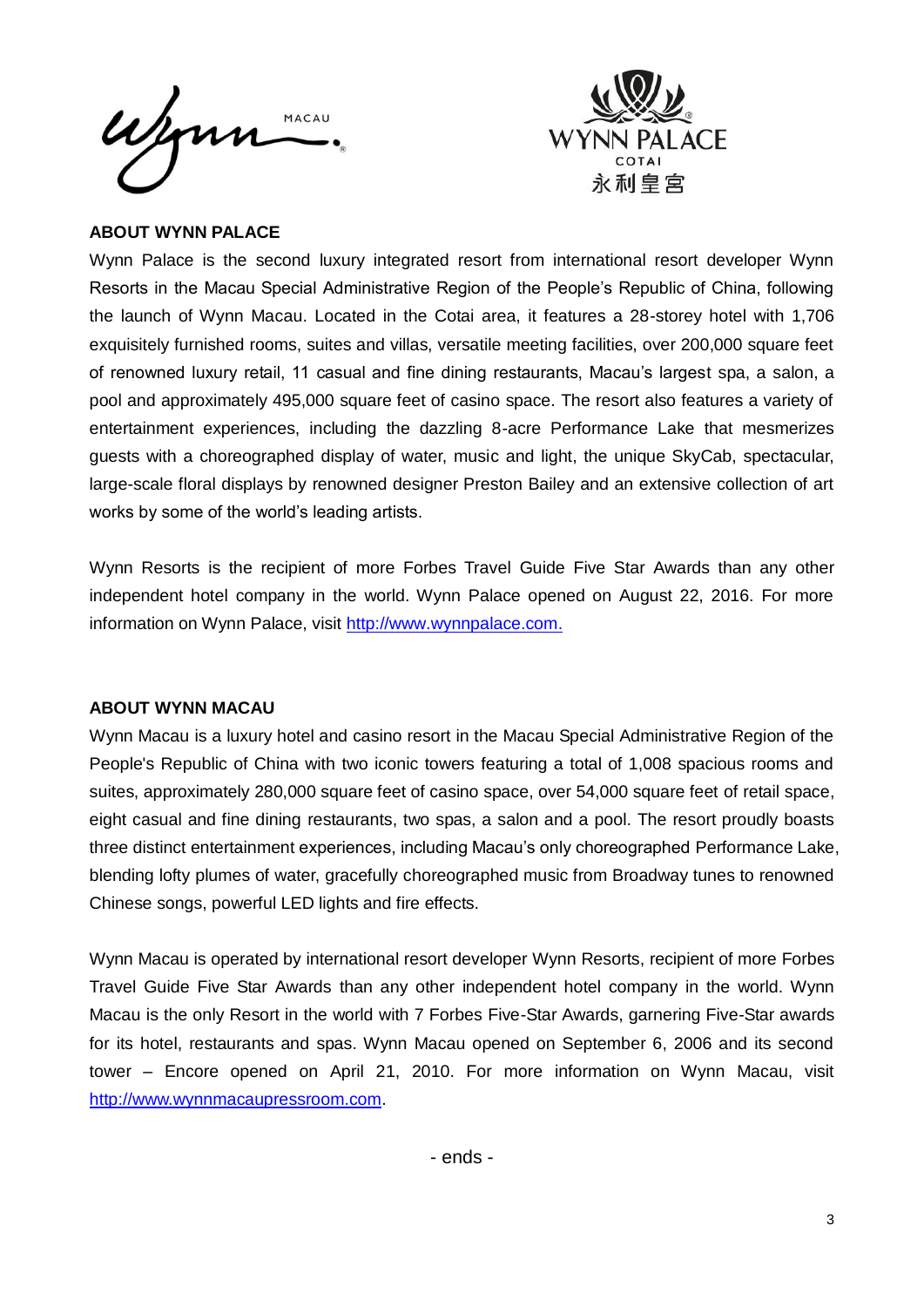## ABOUT WYNN PALACE

Wynn Palace is the second luxury integrated resort from international resort developer Wynn Resorts in the Macau Special Administrative Region of the People's Republic of China, following the launch of Wynn Macau. Located in the Cotai area, it features a 28-storey hotel with 1,706 exquisitely furnished rooms, suites and villas, versatile meeting facilities, over 200,000 square feet of renowned luxury retail, 11 casual and fine dining restaurants, Macau's largest spa, a salon, a pool and approximately 495,000 square feet of casino space. The resort also features a variety of entertainment experiences, including the dazzling 8-acre Performance Lake that mesmerizes guests with a choreographed display of water, music and light, the unique SkyCab, spectacular, large-scale floral displays by renowned designer Preston Bailey and an extensive collection of art works by some of the world's leading artists.

Wynn Resorts is the recipient of more Forbes Travel Guide Five Star Awards than any other independent hotel company in the world. Wynn Palace opened on August 22, 2016. For more information on Wynn Palace, visit http://www.wynnpalace.com.

## ABOUT WYNN MACAU

Wynn Macau is a luxury hotel and casino resort in the Macau Special Administrative Region of the People's Republic of China with two iconic towers featuring a total of 1,008 spacious rooms and suites, approximately 280,000 square feet of casino space, over 54,000 square feet of retail space, eight casual and fine dining restaurants, two spas, a salon and a pool. The resort proudly boasts three distinct entertainment experiences, including Macau's only choreographed Performance Lake, blending lofty plumes of water, gracefully choreographed music from Broadway tunes to renowned Chinese songs, powerful LED lights and fire effects.

Wynn Macau is operated by international resort developer Wynn Resorts, recipient of more Forbes Travel Guide Five Star Awards than any other independent hotel company in the world. Wynn Macau is the only Resort in the world with 7 Forbes Five-Star Awards, garnering Five-Star awards for its hotel, restaurants and spas. Wynn Macau opened on September 6, 2006 and its second tower – Encore opened on April 21, 2010. For more information on Wynn Macau, visit http://www.wynnmacaupressroom.com.

- ends -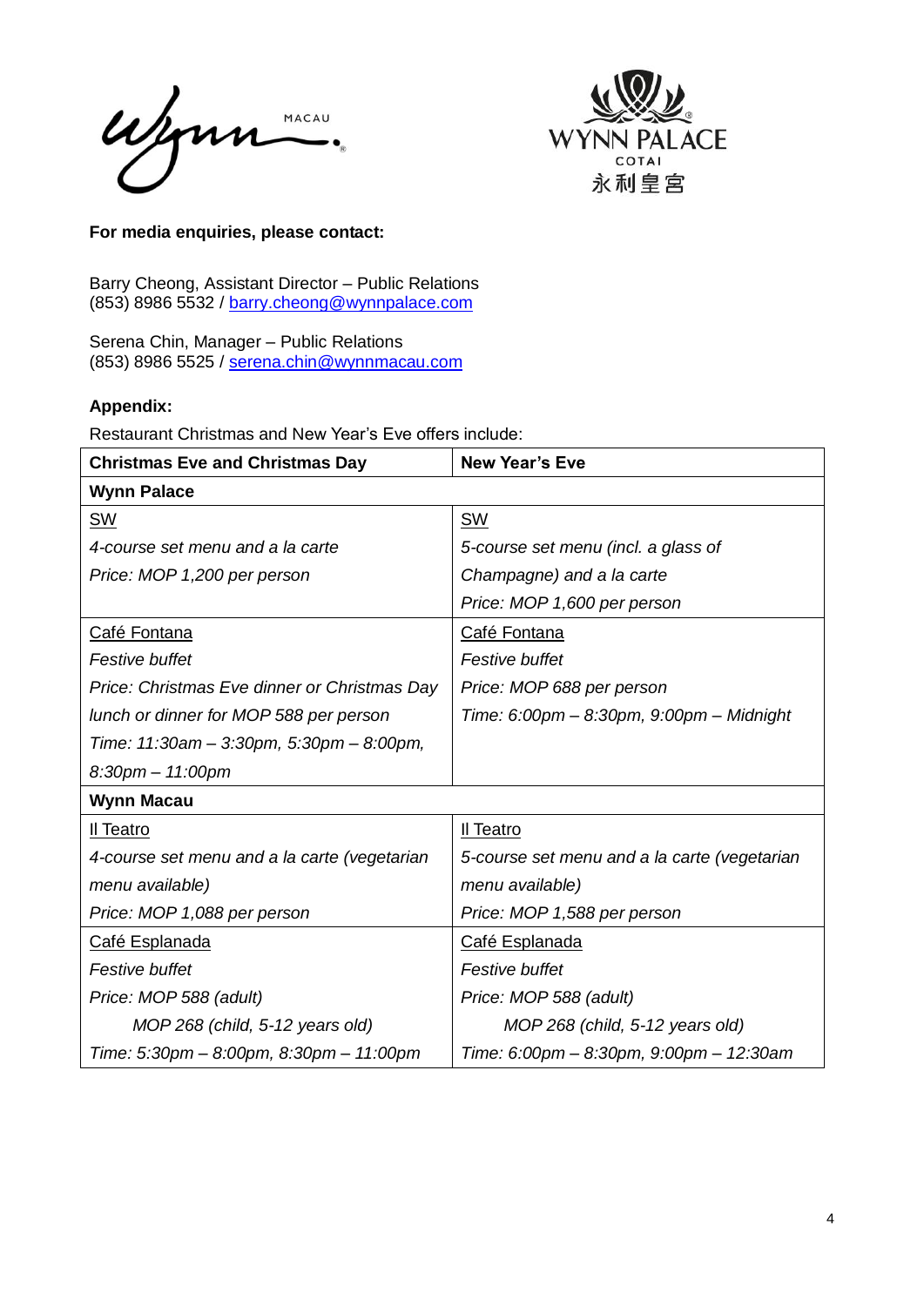**For media enquiries, please contact:**

Barry Cheong, Assistant Director – Public Relations
(853) 8986 5532 / barry.cheong@wynnpalace.com

Serena Chin, Manager – Public Relations
(853) 8986 5525 / serena.chin@wynnmacau.com

**Appendix:**

Restaurant Christmas and New Year's Eve offers include:

| **Christmas Eve and Christmas Day** | **New Year's Eve** |
|---|---|
| **Wynn Palace** | |
| SW<br>*4-course set menu and a la carte*<br>*Price: MOP 1,200 per person* | SW<br>*5-course set menu (incl. a glass of Champagne) and a la carte*<br>*Price: MOP 1,600 per person* |
| Café Fontana<br>*Festive buffet*<br>*Price: Christmas Eve dinner or Christmas Day lunch or dinner for MOP 588 per person*<br>*Time: 11:30am – 3:30pm, 5:30pm – 8:00pm, 8:30pm – 11:00pm* | Café Fontana<br>*Festive buffet*<br>*Price: MOP 688 per person*<br>*Time: 6:00pm – 8:30pm, 9:00pm – Midnight* |
| **Wynn Macau** | |
| Il Teatro<br>*4-course set menu and a la carte (vegetarian menu available)*<br>*Price: MOP 1,088 per person* | Il Teatro<br>*5-course set menu and a la carte (vegetarian menu available)*<br>*Price: MOP 1,588 per person* |
| Café Esplanada<br>*Festive buffet*<br>*Price: MOP 588 (adult)*<br>*MOP 268 (child, 5-12 years old)*<br>*Time: 5:30pm – 8:00pm, 8:30pm – 11:00pm* | Café Esplanada<br>*Festive buffet*<br>*Price: MOP 588 (adult)*<br>*MOP 268 (child, 5-12 years old)*<br>*Time: 6:00pm – 8:30pm, 9:00pm – 12:30am* |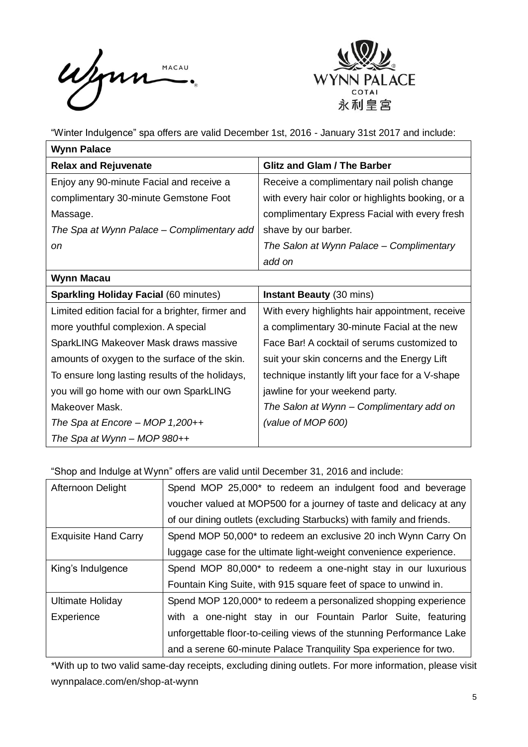"Winter Indulgence" spa offers are valid December 1st, 2016 - January 31st 2017 and include:

| **Wynn Palace** | |
|---|---|
| **Relax and Rejuvenate** | **Glitz and Glam / The Barber** |
| Enjoy any 90-minute Facial and receive a complimentary 30-minute Gemstone Foot Massage.<br>*The Spa at Wynn Palace – Complimentary add on* | Receive a complimentary nail polish change with every hair color or highlights booking, or a complimentary Express Facial with every fresh shave by our barber.<br>*The Salon at Wynn Palace – Complimentary add on* |
| **Wynn Macau** | |
| **Sparkling Holiday Facial** (60 minutes) | **Instant Beauty** (30 mins) |
| Limited edition facial for a brighter, firmer and more youthful complexion. A special SparkLING Makeover Mask draws massive amounts of oxygen to the surface of the skin. To ensure long lasting results of the holidays, you will go home with our own SparkLING Makeover Mask.<br>*The Spa at Encore – MOP 1,200++*<br>*The Spa at Wynn – MOP 980++* | With every highlights hair appointment, receive a complimentary 30-minute Facial at the new Face Bar! A cocktail of serums customized to suit your skin concerns and the Energy Lift technique instantly lift your face for a V-shape jawline for your weekend party.<br>*The Salon at Wynn – Complimentary add on (value of MOP 600)* |

"Shop and Indulge at Wynn" offers are valid until December 31, 2016 and include:

| | |
|---|---|
| Afternoon Delight | Spend MOP 25,000* to redeem an indulgent food and beverage voucher valued at MOP500 for a journey of taste and delicacy at any of our dining outlets (excluding Starbucks) with family and friends. |
| Exquisite Hand Carry | Spend MOP 50,000* to redeem an exclusive 20 inch Wynn Carry On luggage case for the ultimate light-weight convenience experience. |
| King's Indulgence | Spend MOP 80,000* to redeem a one-night stay in our luxurious Fountain King Suite, with 915 square feet of space to unwind in. |
| Ultimate Holiday Experience | Spend MOP 120,000* to redeem a personalized shopping experience with a one-night stay in our Fountain Parlor Suite, featuring unforgettable floor-to-ceiling views of the stunning Performance Lake and a serene 60-minute Palace Tranquility Spa experience for two. |

*With up to two valid same-day receipts, excluding dining outlets. For more information, please visit wynnpalace.com/en/shop-at-wynn